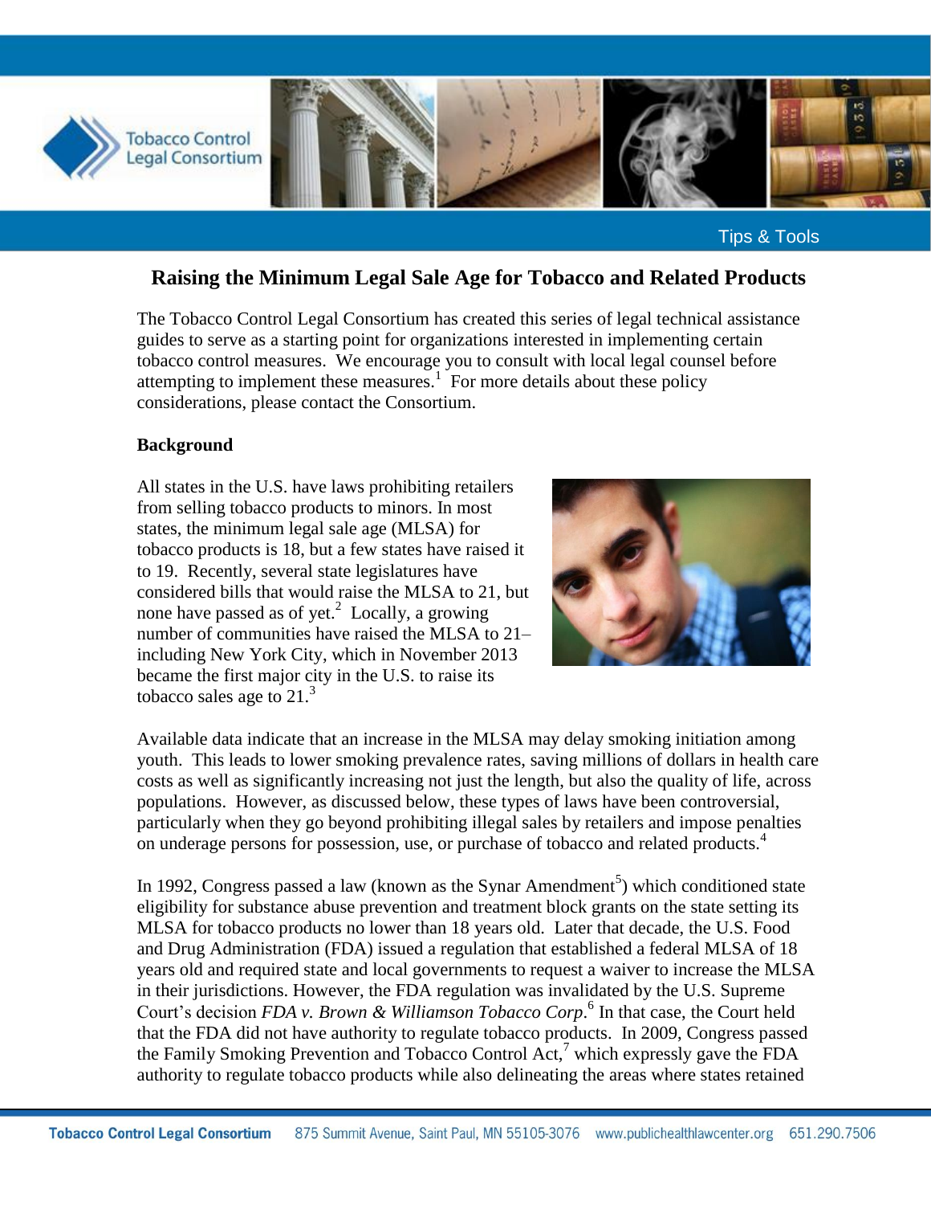# Raising the Minimum Legal Sale Age for Tobacco and Related Products

The Tobacco Control Legal Consortium has created this series of legal technical assistance guides to serve as a starting point for organizations interested in implementing certain tobacco control measures. We encourage you to consult with local legal counsel before attempting to implement these measures.[1] For more details about these policy considerations, please contact the Consortium.

**Background**

All states in the U.S. have laws prohibiting retailers from selling tobacco products to minors. In most states, the minimum legal sale age (MLSA) for tobacco products is 18, but a few states have raised it to 19. Recently, several state legislatures have considered bills that would raise the MLSA to 21, but none have passed as of yet.[2] Locally, a growing number of communities have raised the MLSA to 21– including New York City, which in November 2013 became the first major city in the U.S. to raise its tobacco sales age to 21.[3]

Available data indicate that an increase in the MLSA may delay smoking initiation among youth. This leads to lower smoking prevalence rates, saving millions of dollars in health care costs as well as significantly increasing not just the length, but also the quality of life, across populations. However, as discussed below, these types of laws have been controversial, particularly when they go beyond prohibiting illegal sales by retailers and impose penalties on underage persons for possession, use, or purchase of tobacco and related products.[4]

In 1992, Congress passed a law (known as the Synar Amendment[5]) which conditioned state eligibility for substance abuse prevention and treatment block grants on the state setting its MLSA for tobacco products no lower than 18 years old. Later that decade, the U.S. Food and Drug Administration (FDA) issued a regulation that established a federal MLSA of 18 years old and required state and local governments to request a waiver to increase the MLSA in their jurisdictions. However, the FDA regulation was invalidated by the U.S. Supreme Court's decision *FDA v. Brown & Williamson Tobacco Corp*.[6] In that case, the Court held that the FDA did not have authority to regulate tobacco products. In 2009, Congress passed the Family Smoking Prevention and Tobacco Control Act,[7] which expressly gave the FDA authority to regulate tobacco products while also delineating the areas where states retained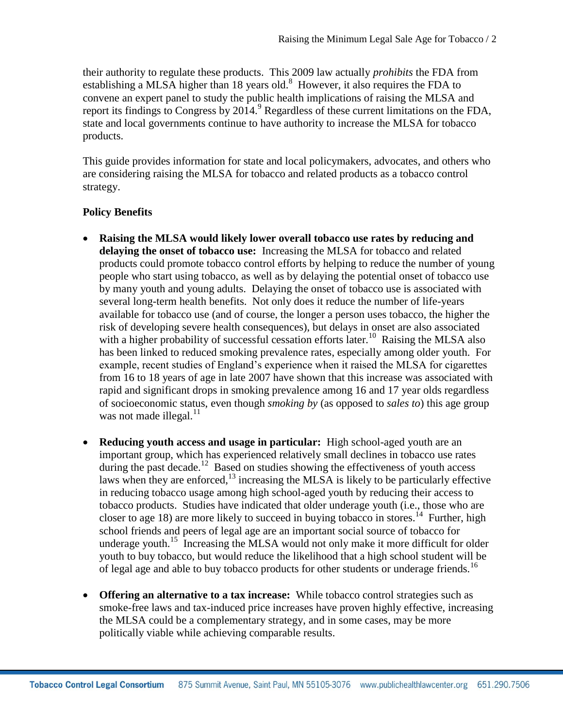their authority to regulate these products. This 2009 law actually *prohibits* the FDA from establishing a MLSA higher than 18 years old.[8] However, it also requires the FDA to convene an expert panel to study the public health implications of raising the MLSA and report its findings to Congress by 2014.[9] Regardless of these current limitations on the FDA, state and local governments continue to have authority to increase the MLSA for tobacco products.

This guide provides information for state and local policymakers, advocates, and others who are considering raising the MLSA for tobacco and related products as a tobacco control strategy.

**Policy Benefits**

- **Raising the MLSA would likely lower overall tobacco use rates by reducing and delaying the onset of tobacco use:** Increasing the MLSA for tobacco and related products could promote tobacco control efforts by helping to reduce the number of young people who start using tobacco, as well as by delaying the potential onset of tobacco use by many youth and young adults. Delaying the onset of tobacco use is associated with several long-term health benefits. Not only does it reduce the number of life-years available for tobacco use (and of course, the longer a person uses tobacco, the higher the risk of developing severe health consequences), but delays in onset are also associated with a higher probability of successful cessation efforts later.[10] Raising the MLSA also has been linked to reduced smoking prevalence rates, especially among older youth. For example, recent studies of England's experience when it raised the MLSA for cigarettes from 16 to 18 years of age in late 2007 have shown that this increase was associated with rapid and significant drops in smoking prevalence among 16 and 17 year olds regardless of socioeconomic status, even though *smoking by* (as opposed to *sales to*) this age group was not made illegal.[11]

- **Reducing youth access and usage in particular:** High school-aged youth are an important group, which has experienced relatively small declines in tobacco use rates during the past decade.[12] Based on studies showing the effectiveness of youth access laws when they are enforced,[13] increasing the MLSA is likely to be particularly effective in reducing tobacco usage among high school-aged youth by reducing their access to tobacco products. Studies have indicated that older underage youth (i.e., those who are closer to age 18) are more likely to succeed in buying tobacco in stores.[14] Further, high school friends and peers of legal age are an important social source of tobacco for underage youth.[15] Increasing the MLSA would not only make it more difficult for older youth to buy tobacco, but would reduce the likelihood that a high school student will be of legal age and able to buy tobacco products for other students or underage friends.[16]

- **Offering an alternative to a tax increase:** While tobacco control strategies such as smoke-free laws and tax-induced price increases have proven highly effective, increasing the MLSA could be a complementary strategy, and in some cases, may be more politically viable while achieving comparable results.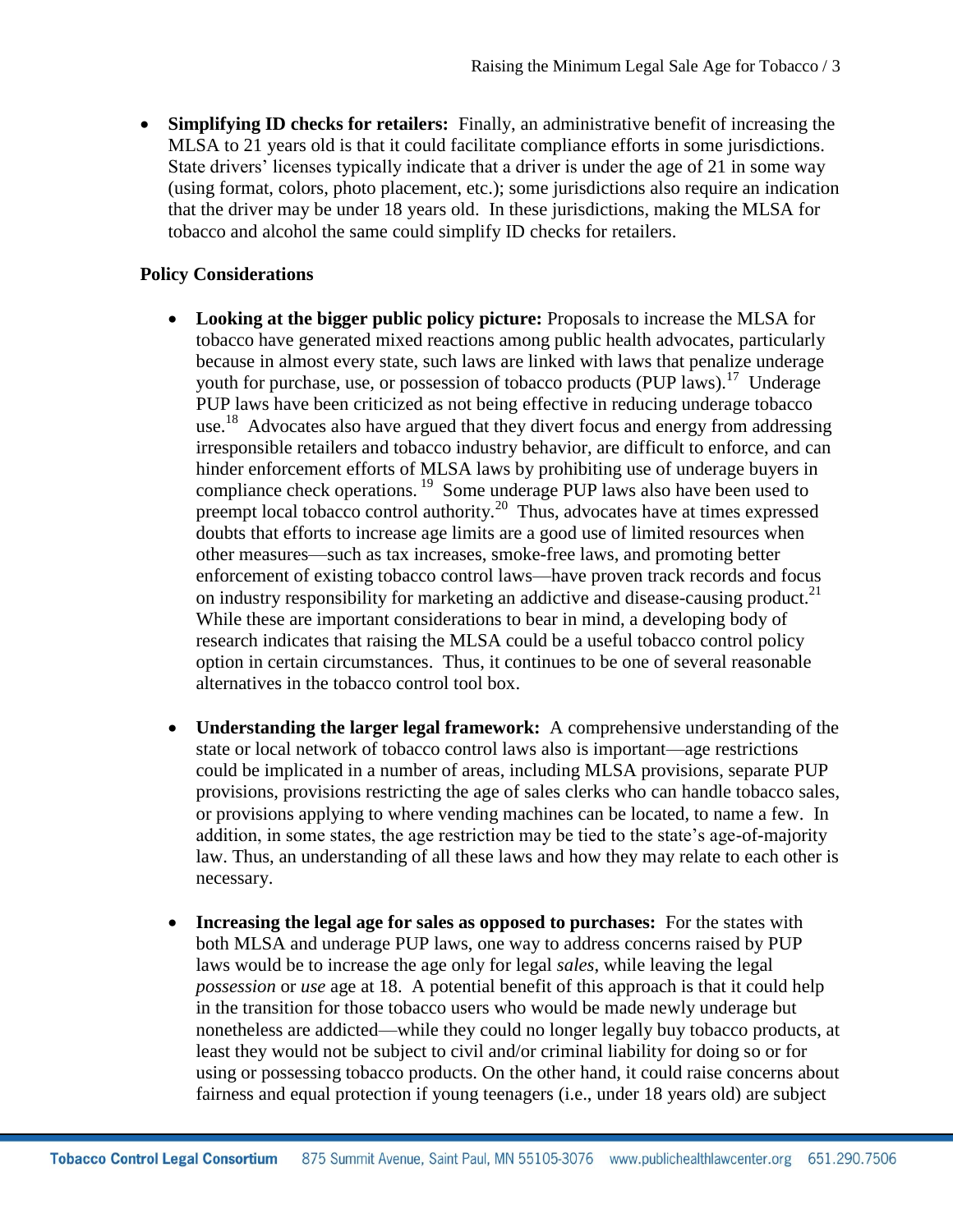- **Simplifying ID checks for retailers:** Finally, an administrative benefit of increasing the MLSA to 21 years old is that it could facilitate compliance efforts in some jurisdictions. State drivers' licenses typically indicate that a driver is under the age of 21 in some way (using format, colors, photo placement, etc.); some jurisdictions also require an indication that the driver may be under 18 years old. In these jurisdictions, making the MLSA for tobacco and alcohol the same could simplify ID checks for retailers.

**Policy Considerations**

- **Looking at the bigger public policy picture:** Proposals to increase the MLSA for tobacco have generated mixed reactions among public health advocates, particularly because in almost every state, such laws are linked with laws that penalize underage youth for purchase, use, or possession of tobacco products (PUP laws).[17] Underage PUP laws have been criticized as not being effective in reducing underage tobacco use.[18] Advocates also have argued that they divert focus and energy from addressing irresponsible retailers and tobacco industry behavior, are difficult to enforce, and can hinder enforcement efforts of MLSA laws by prohibiting use of underage buyers in compliance check operations.[19] Some underage PUP laws also have been used to preempt local tobacco control authority.[20] Thus, advocates have at times expressed doubts that efforts to increase age limits are a good use of limited resources when other measures—such as tax increases, smoke-free laws, and promoting better enforcement of existing tobacco control laws—have proven track records and focus on industry responsibility for marketing an addictive and disease-causing product.[21] While these are important considerations to bear in mind, a developing body of research indicates that raising the MLSA could be a useful tobacco control policy option in certain circumstances. Thus, it continues to be one of several reasonable alternatives in the tobacco control tool box.

- **Understanding the larger legal framework:** A comprehensive understanding of the state or local network of tobacco control laws also is important—age restrictions could be implicated in a number of areas, including MLSA provisions, separate PUP provisions, provisions restricting the age of sales clerks who can handle tobacco sales, or provisions applying to where vending machines can be located, to name a few. In addition, in some states, the age restriction may be tied to the state's age-of-majority law. Thus, an understanding of all these laws and how they may relate to each other is necessary.

- **Increasing the legal age for sales as opposed to purchases:** For the states with both MLSA and underage PUP laws, one way to address concerns raised by PUP laws would be to increase the age only for legal *sales*, while leaving the legal *possession* or *use* age at 18. A potential benefit of this approach is that it could help in the transition for those tobacco users who would be made newly underage but nonetheless are addicted—while they could no longer legally buy tobacco products, at least they would not be subject to civil and/or criminal liability for doing so or for using or possessing tobacco products. On the other hand, it could raise concerns about fairness and equal protection if young teenagers (i.e., under 18 years old) are subject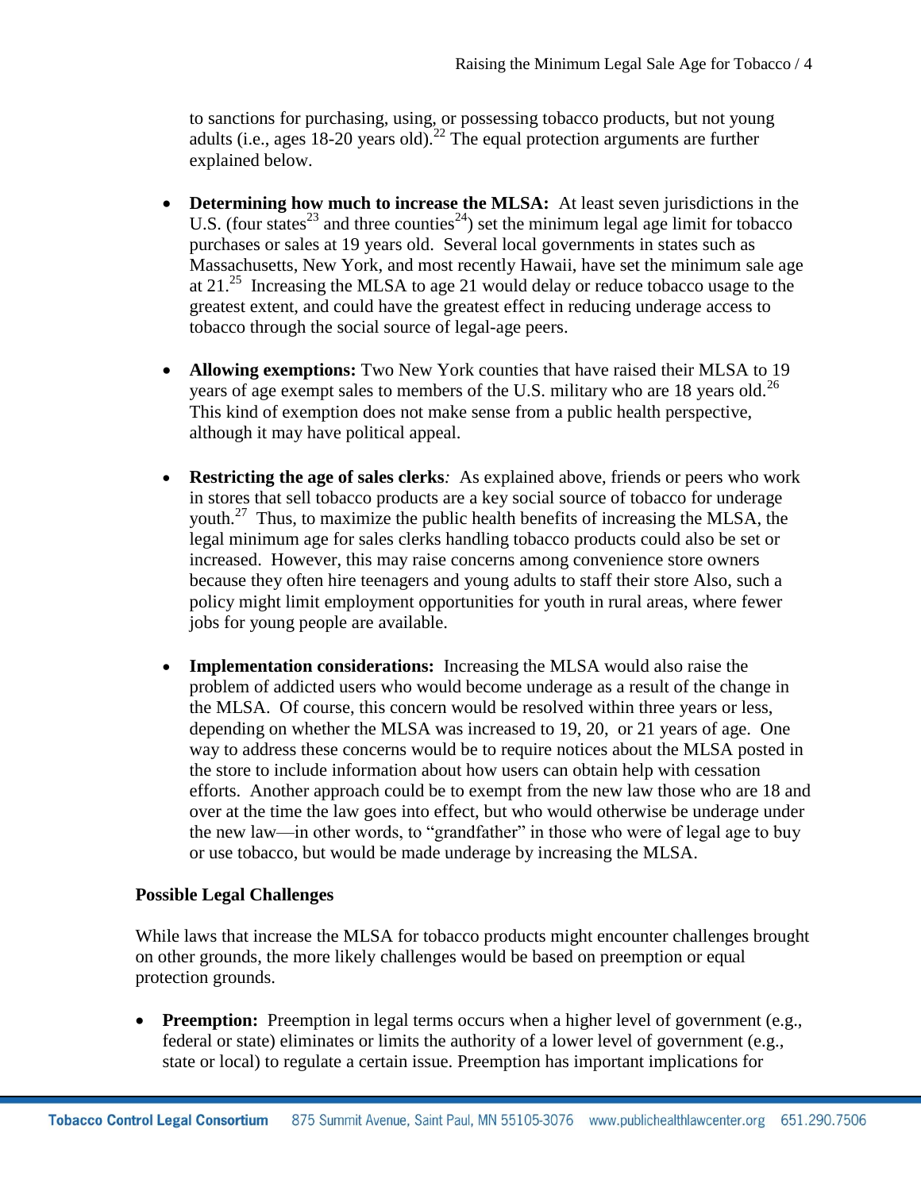to sanctions for purchasing, using, or possessing tobacco products, but not young adults (i.e., ages 18-20 years old).[22] The equal protection arguments are further explained below.

- **Determining how much to increase the MLSA:** At least seven jurisdictions in the U.S. (four states[23] and three counties[24]) set the minimum legal age limit for tobacco purchases or sales at 19 years old. Several local governments in states such as Massachusetts, New York, and most recently Hawaii, have set the minimum sale age at 21.[25] Increasing the MLSA to age 21 would delay or reduce tobacco usage to the greatest extent, and could have the greatest effect in reducing underage access to tobacco through the social source of legal-age peers.

- **Allowing exemptions:** Two New York counties that have raised their MLSA to 19 years of age exempt sales to members of the U.S. military who are 18 years old.[26] This kind of exemption does not make sense from a public health perspective, although it may have political appeal.

- **Restricting the age of sales clerks***:* As explained above, friends or peers who work in stores that sell tobacco products are a key social source of tobacco for underage youth.[27] Thus, to maximize the public health benefits of increasing the MLSA, the legal minimum age for sales clerks handling tobacco products could also be set or increased. However, this may raise concerns among convenience store owners because they often hire teenagers and young adults to staff their store Also, such a policy might limit employment opportunities for youth in rural areas, where fewer jobs for young people are available.

- **Implementation considerations:** Increasing the MLSA would also raise the problem of addicted users who would become underage as a result of the change in the MLSA. Of course, this concern would be resolved within three years or less, depending on whether the MLSA was increased to 19, 20, or 21 years of age. One way to address these concerns would be to require notices about the MLSA posted in the store to include information about how users can obtain help with cessation efforts. Another approach could be to exempt from the new law those who are 18 and over at the time the law goes into effect, but who would otherwise be underage under the new law—in other words, to "grandfather" in those who were of legal age to buy or use tobacco, but would be made underage by increasing the MLSA.

**Possible Legal Challenges**

While laws that increase the MLSA for tobacco products might encounter challenges brought on other grounds, the more likely challenges would be based on preemption or equal protection grounds.

- **Preemption:** Preemption in legal terms occurs when a higher level of government (e.g., federal or state) eliminates or limits the authority of a lower level of government (e.g., state or local) to regulate a certain issue. Preemption has important implications for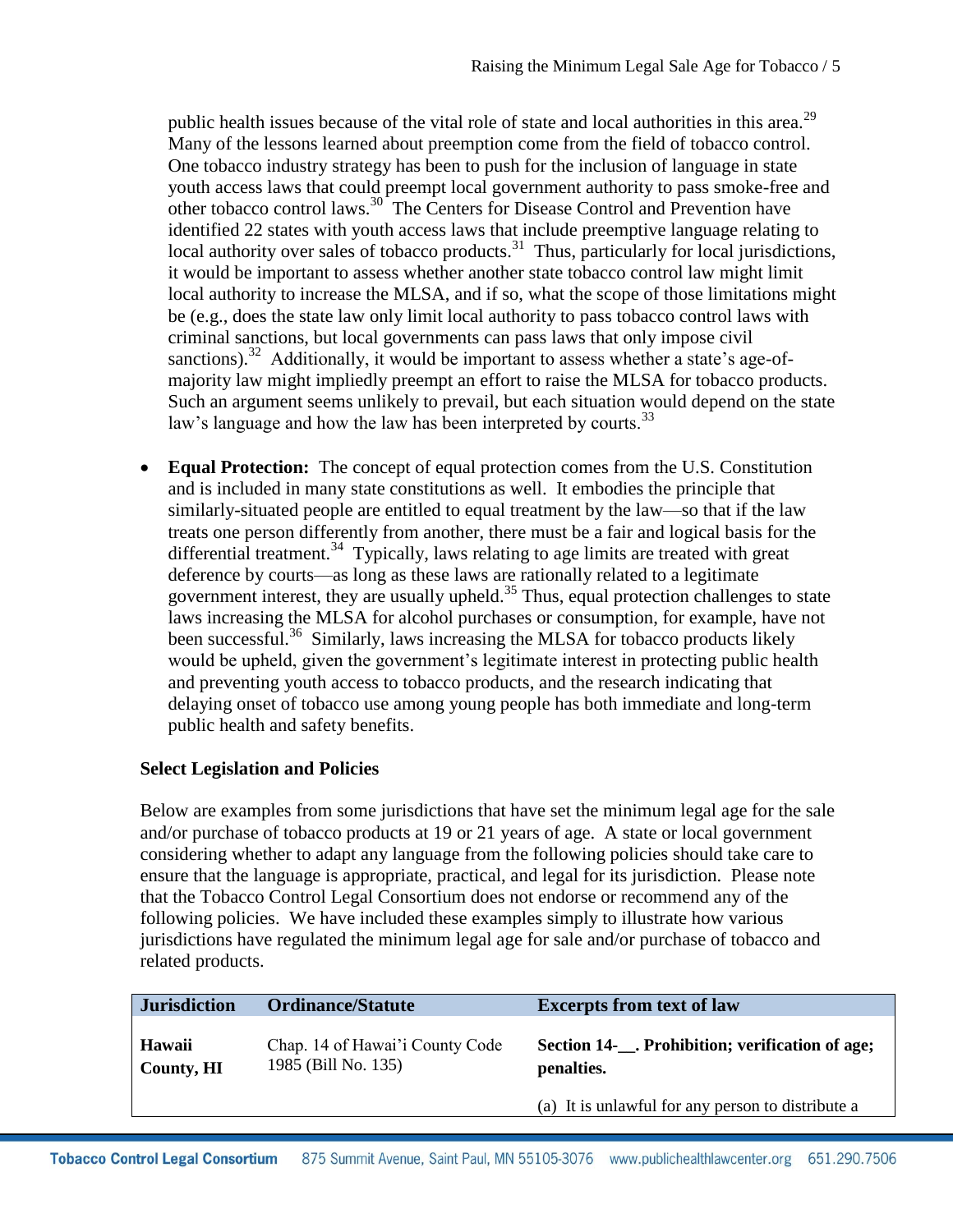public health issues because of the vital role of state and local authorities in this area.[29] Many of the lessons learned about preemption come from the field of tobacco control. One tobacco industry strategy has been to push for the inclusion of language in state youth access laws that could preempt local government authority to pass smoke-free and other tobacco control laws.[30] The Centers for Disease Control and Prevention have identified 22 states with youth access laws that include preemptive language relating to local authority over sales of tobacco products.[31] Thus, particularly for local jurisdictions, it would be important to assess whether another state tobacco control law might limit local authority to increase the MLSA, and if so, what the scope of those limitations might be (e.g., does the state law only limit local authority to pass tobacco control laws with criminal sanctions, but local governments can pass laws that only impose civil sanctions).[32] Additionally, it would be important to assess whether a state's age-of-majority law might impliedly preempt an effort to raise the MLSA for tobacco products. Such an argument seems unlikely to prevail, but each situation would depend on the state law's language and how the law has been interpreted by courts.[33]

- **Equal Protection:** The concept of equal protection comes from the U.S. Constitution and is included in many state constitutions as well. It embodies the principle that similarly-situated people are entitled to equal treatment by the law—so that if the law treats one person differently from another, there must be a fair and logical basis for the differential treatment.[34] Typically, laws relating to age limits are treated with great deference by courts—as long as these laws are rationally related to a legitimate government interest, they are usually upheld.[35] Thus, equal protection challenges to state laws increasing the MLSA for alcohol purchases or consumption, for example, have not been successful.[36] Similarly, laws increasing the MLSA for tobacco products likely would be upheld, given the government's legitimate interest in protecting public health and preventing youth access to tobacco products, and the research indicating that delaying onset of tobacco use among young people has both immediate and long-term public health and safety benefits.

**Select Legislation and Policies**

Below are examples from some jurisdictions that have set the minimum legal age for the sale and/or purchase of tobacco products at 19 or 21 years of age. A state or local government considering whether to adapt any language from the following policies should take care to ensure that the language is appropriate, practical, and legal for its jurisdiction. Please note that the Tobacco Control Legal Consortium does not endorse or recommend any of the following policies. We have included these examples simply to illustrate how various jurisdictions have regulated the minimum legal age for sale and/or purchase of tobacco and related products.

| Jurisdiction | Ordinance/Statute | Excerpts from text of law |
|---|---|---|
| **Hawaii County, HI** | Chap. 14 of Hawai'i County Code 1985 (Bill No. 135) | **Section 14-__. Prohibition; verification of age; penalties.**<br><br>(a) It is unlawful for any person to distribute a |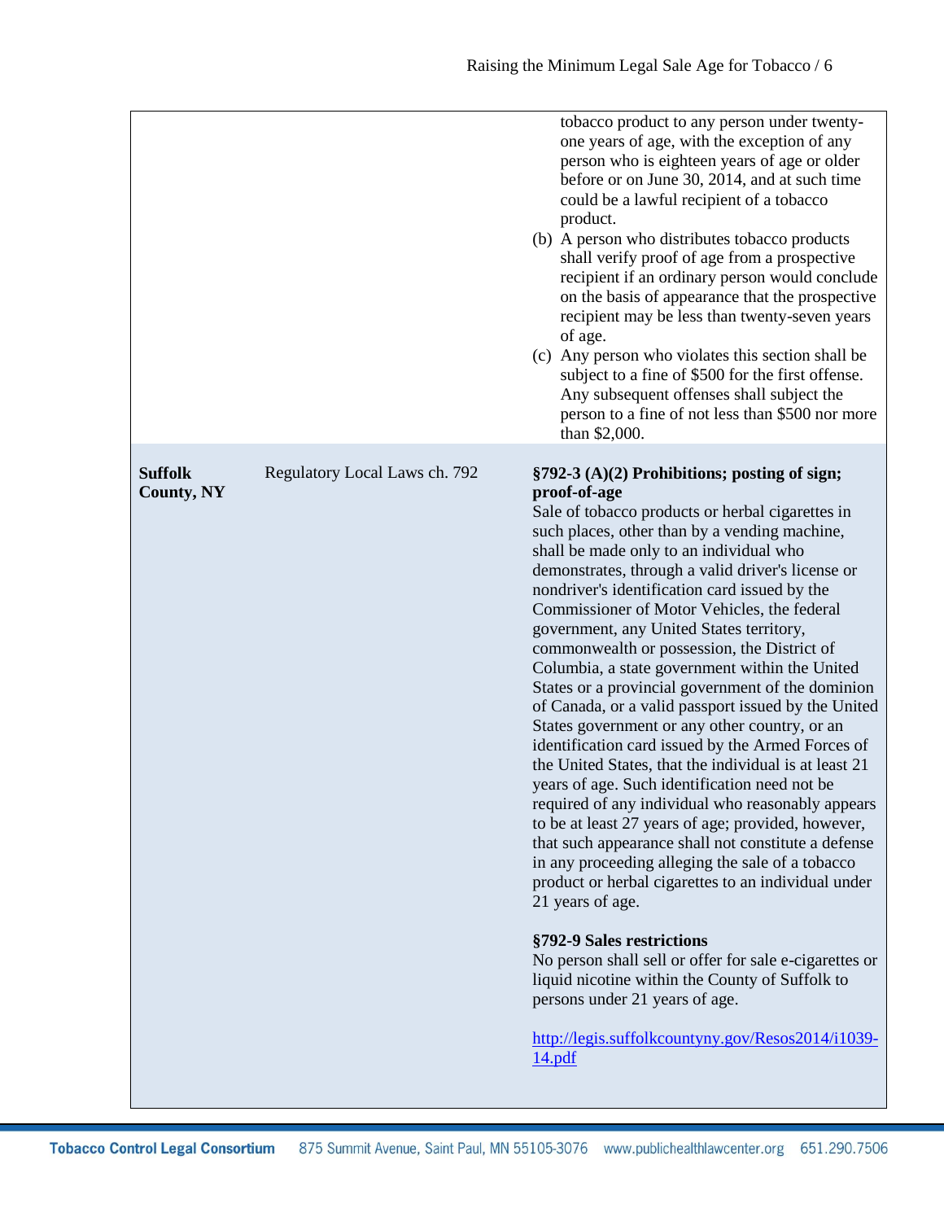| | | |
|---|---|---|
| | | tobacco product to any person under twenty-one years of age, with the exception of any person who is eighteen years of age or older before or on June 30, 2014, and at such time could be a lawful recipient of a tobacco product.<br>(b) A person who distributes tobacco products shall verify proof of age from a prospective recipient if an ordinary person would conclude on the basis of appearance that the prospective recipient may be less than twenty-seven years of age.<br>(c) Any person who violates this section shall be subject to a fine of $500 for the first offense. Any subsequent offenses shall subject the person to a fine of not less than $500 nor more than $2,000. |
| **Suffolk County, NY** | Regulatory Local Laws ch. 792 | **§792-3 (A)(2) Prohibitions; posting of sign; proof-of-age**<br>Sale of tobacco products or herbal cigarettes in such places, other than by a vending machine, shall be made only to an individual who demonstrates, through a valid driver's license or nondriver's identification card issued by the Commissioner of Motor Vehicles, the federal government, any United States territory, commonwealth or possession, the District of Columbia, a state government within the United States or a provincial government of the dominion of Canada, or a valid passport issued by the United States government or any other country, or an identification card issued by the Armed Forces of the United States, that the individual is at least 21 years of age. Such identification need not be required of any individual who reasonably appears to be at least 27 years of age; provided, however, that such appearance shall not constitute a defense in any proceeding alleging the sale of a tobacco product or herbal cigarettes to an individual under 21 years of age.<br><br>**§792-9 Sales restrictions**<br>No person shall sell or offer for sale e-cigarettes or liquid nicotine within the County of Suffolk to persons under 21 years of age.<br><br>[http://legis.suffolkcountyny.gov/Resos2014/i1039-14.pdf](http://legis.suffolkcountyny.gov/Resos2014/i1039-14.pdf) |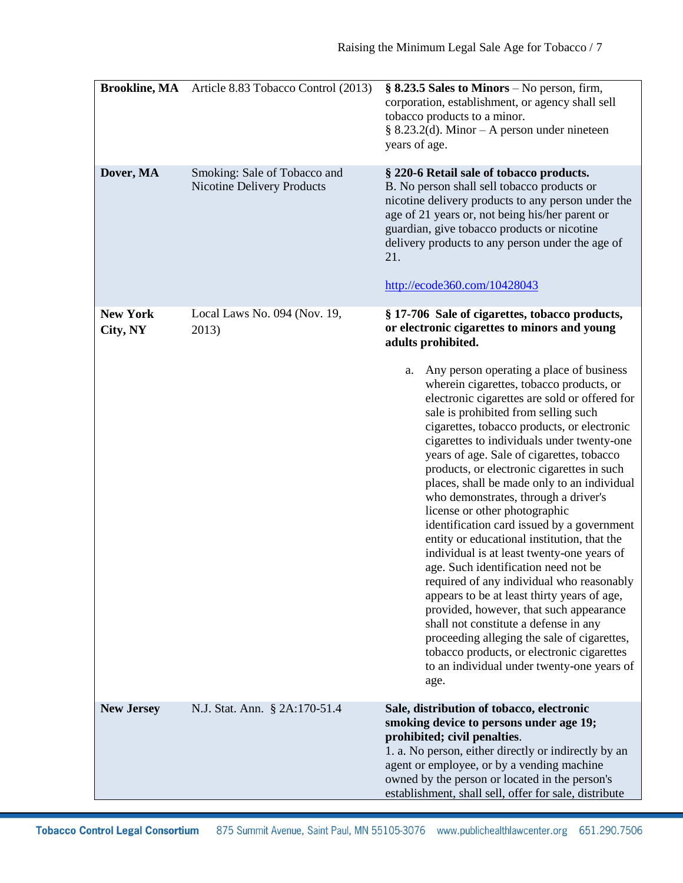| | | |
|---|---|---|
| **Brookline, MA** | Article 8.83 Tobacco Control (2013) | **§ 8.23.5 Sales to Minors** – No person, firm, corporation, establishment, or agency shall sell tobacco products to a minor.<br>§ 8.23.2(d). Minor – A person under nineteen years of age. |
| **Dover, MA** | Smoking: Sale of Tobacco and Nicotine Delivery Products | **§ 220-6 Retail sale of tobacco products.**<br>B. No person shall sell tobacco products or nicotine delivery products to any person under the age of 21 years or, not being his/her parent or guardian, give tobacco products or nicotine delivery products to any person under the age of 21.<br><br>http://ecode360.com/10428043 |
| **New York City, NY** | Local Laws No. 094 (Nov. 19, 2013) | **§ 17-706 Sale of cigarettes, tobacco products, or electronic cigarettes to minors and young adults prohibited.**<br><br>a. Any person operating a place of business wherein cigarettes, tobacco products, or electronic cigarettes are sold or offered for sale is prohibited from selling such cigarettes, tobacco products, or electronic cigarettes to individuals under twenty-one years of age. Sale of cigarettes, tobacco products, or electronic cigarettes in such places, shall be made only to an individual who demonstrates, through a driver's license or other photographic identification card issued by a government entity or educational institution, that the individual is at least twenty-one years of age. Such identification need not be required of any individual who reasonably appears to be at least thirty years of age, provided, however, that such appearance shall not constitute a defense in any proceeding alleging the sale of cigarettes, tobacco products, or electronic cigarettes to an individual under twenty-one years of age. |
| **New Jersey** | N.J. Stat. Ann. § 2A:170-51.4 | **Sale, distribution of tobacco, electronic smoking device to persons under age 19; prohibited; civil penalties**.<br>1. a. No person, either directly or indirectly by an agent or employee, or by a vending machine owned by the person or located in the person's establishment, shall sell, offer for sale, distribute |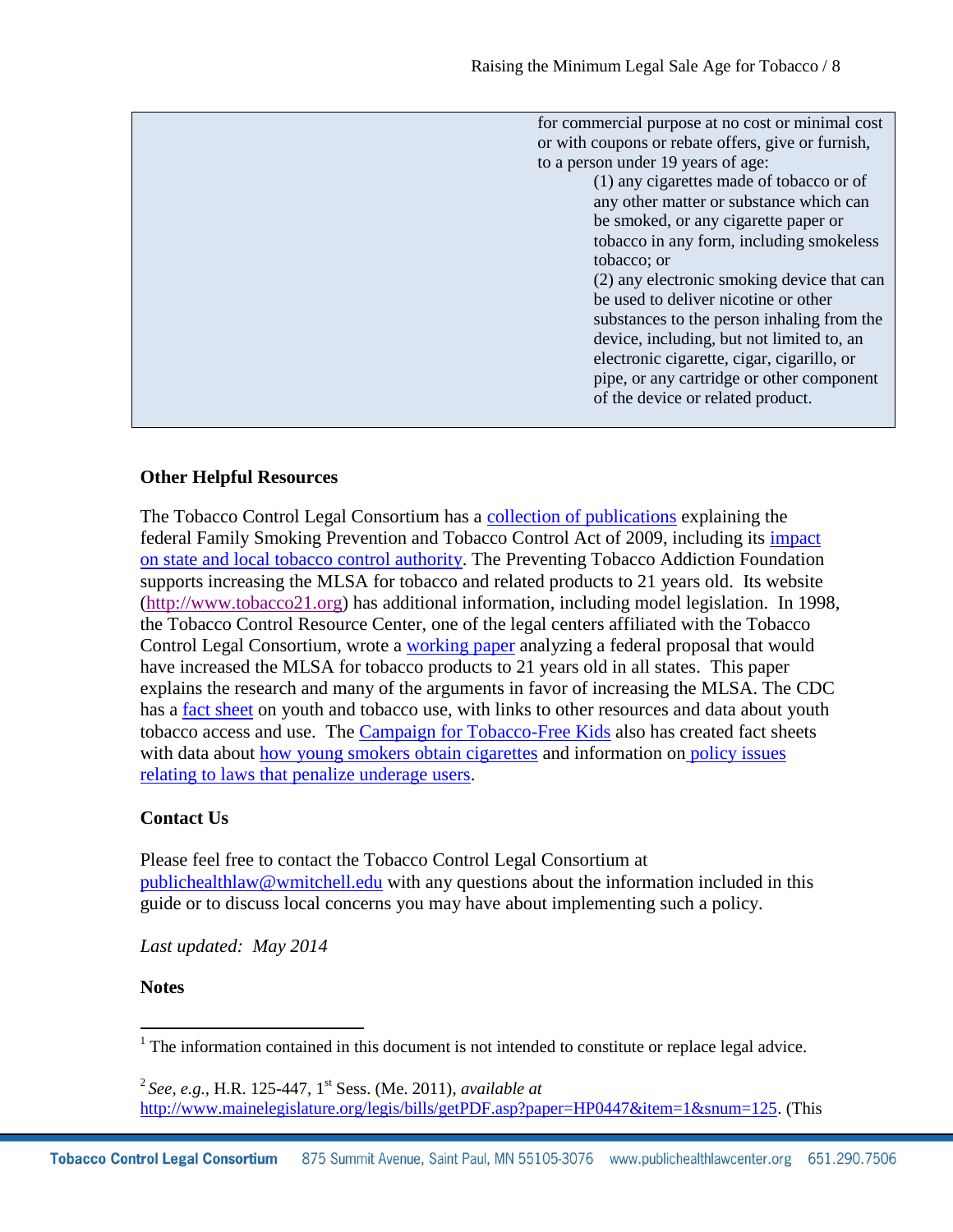| | for commercial purpose at no cost or minimal cost or with coupons or rebate offers, give or furnish, to a person under 19 years of age: (1) any cigarettes made of tobacco or of any other matter or substance which can be smoked, or any cigarette paper or tobacco in any form, including smokeless tobacco; or (2) any electronic smoking device that can be used to deliver nicotine or other substances to the person inhaling from the device, including, but not limited to, an electronic cigarette, cigar, cigarillo, or pipe, or any cartridge or other component of the device or related product. |
|---|---|

**Other Helpful Resources**

The Tobacco Control Legal Consortium has a collection of publications explaining the federal Family Smoking Prevention and Tobacco Control Act of 2009, including its impact on state and local tobacco control authority. The Preventing Tobacco Addiction Foundation supports increasing the MLSA for tobacco and related products to 21 years old. Its website (http://www.tobacco21.org) has additional information, including model legislation. In 1998, the Tobacco Control Resource Center, one of the legal centers affiliated with the Tobacco Control Legal Consortium, wrote a working paper analyzing a federal proposal that would have increased the MLSA for tobacco products to 21 years old in all states. This paper explains the research and many of the arguments in favor of increasing the MLSA. The CDC has a fact sheet on youth and tobacco use, with links to other resources and data about youth tobacco access and use. The Campaign for Tobacco-Free Kids also has created fact sheets with data about how young smokers obtain cigarettes and information on policy issues relating to laws that penalize underage users.

**Contact Us**

Please feel free to contact the Tobacco Control Legal Consortium at publichealthlaw@wmitchell.edu with any questions about the information included in this guide or to discuss local concerns you may have about implementing such a policy.

*Last updated: May 2014*

**Notes**

[1] The information contained in this document is not intended to constitute or replace legal advice.

[2] *See, e.g.*, H.R. 125-447, 1st Sess. (Me. 2011), *available at* http://www.mainelegislature.org/legis/bills/getPDF.asp?paper=HP0447&item=1&snum=125. (This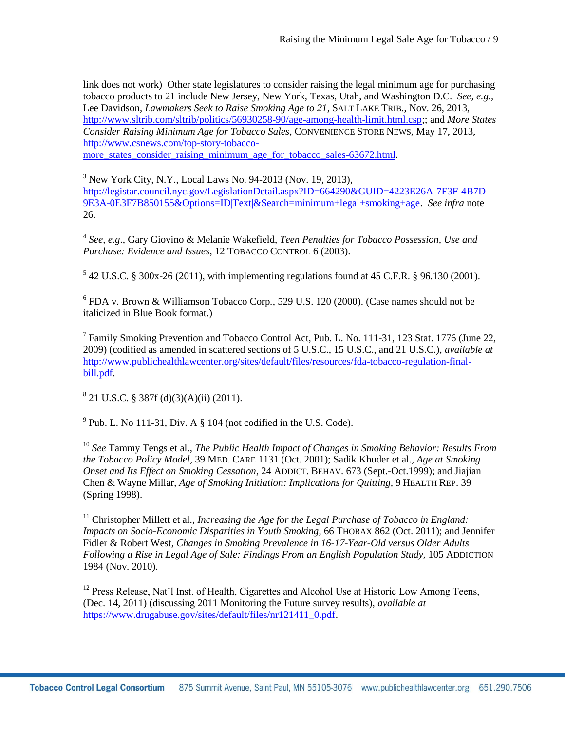link does not work) Other state legislatures to consider raising the legal minimum age for purchasing tobacco products to 21 include New Jersey, New York, Texas, Utah, and Washington D.C. *See, e.g.,* Lee Davidson, *Lawmakers Seek to Raise Smoking Age to 21*, SALT LAKE TRIB., Nov. 26, 2013, http://www.sltrib.com/sltrib/politics/56930258-90/age-among-health-limit.html.csp;; and *More States Consider Raising Minimum Age for Tobacco Sales*, CONVENIENCE STORE NEWS, May 17, 2013, http://www.csnews.com/top-story-tobacco-more_states_consider_raising_minimum_age_for_tobacco_sales-63672.html.

[3] New York City, N.Y., Local Laws No. 94-2013 (Nov. 19, 2013), http://legistar.council.nyc.gov/LegislationDetail.aspx?ID=664290&GUID=4223E26A-7F3F-4B7D-9E3A-0E3F7B850155&Options=ID|Text|&Search=minimum+legal+smoking+age. *See infra* note 26.

[4] *See, e.g*., Gary Giovino & Melanie Wakefield, *Teen Penalties for Tobacco Possession, Use and Purchase: Evidence and Issues*, 12 TOBACCO CONTROL 6 (2003).

[5] 42 U.S.C. § 300x-26 (2011), with implementing regulations found at 45 C.F.R. § 96.130 (2001).

[6] FDA v. Brown & Williamson Tobacco Corp., 529 U.S. 120 (2000). (Case names should not be italicized in Blue Book format.)

[7] Family Smoking Prevention and Tobacco Control Act, Pub. L. No. 111-31, 123 Stat. 1776 (June 22, 2009) (codified as amended in scattered sections of 5 U.S.C., 15 U.S.C., and 21 U.S.C.), *available at* http://www.publichealthlawcenter.org/sites/default/files/resources/fda-tobacco-regulation-final-bill.pdf.

[8] 21 U.S.C. § 387f (d)(3)(A)(ii) (2011).

[9] Pub. L. No 111-31, Div. A § 104 (not codified in the U.S. Code).

[10] *See* Tammy Tengs et al., *The Public Health Impact of Changes in Smoking Behavior: Results From the Tobacco Policy Model*, 39 MED. CARE 1131 (Oct. 2001); Sadik Khuder et al., *Age at Smoking Onset and Its Effect on Smoking Cessation*, 24 ADDICT. BEHAV. 673 (Sept.-Oct.1999); and Jiajian Chen & Wayne Millar, *Age of Smoking Initiation: Implications for Quitting*, 9 HEALTH REP. 39 (Spring 1998).

[11] Christopher Millett et al., *Increasing the Age for the Legal Purchase of Tobacco in England: Impacts on Socio-Economic Disparities in Youth Smoking*, 66 THORAX 862 (Oct. 2011); and Jennifer Fidler & Robert West, *Changes in Smoking Prevalence in 16-17-Year-Old versus Older Adults Following a Rise in Legal Age of Sale: Findings From an English Population Study*, 105 ADDICTION 1984 (Nov. 2010).

[12] Press Release, Nat'l Inst. of Health, Cigarettes and Alcohol Use at Historic Low Among Teens, (Dec. 14, 2011) (discussing 2011 Monitoring the Future survey results), *available at* https://www.drugabuse.gov/sites/default/files/nr121411_0.pdf.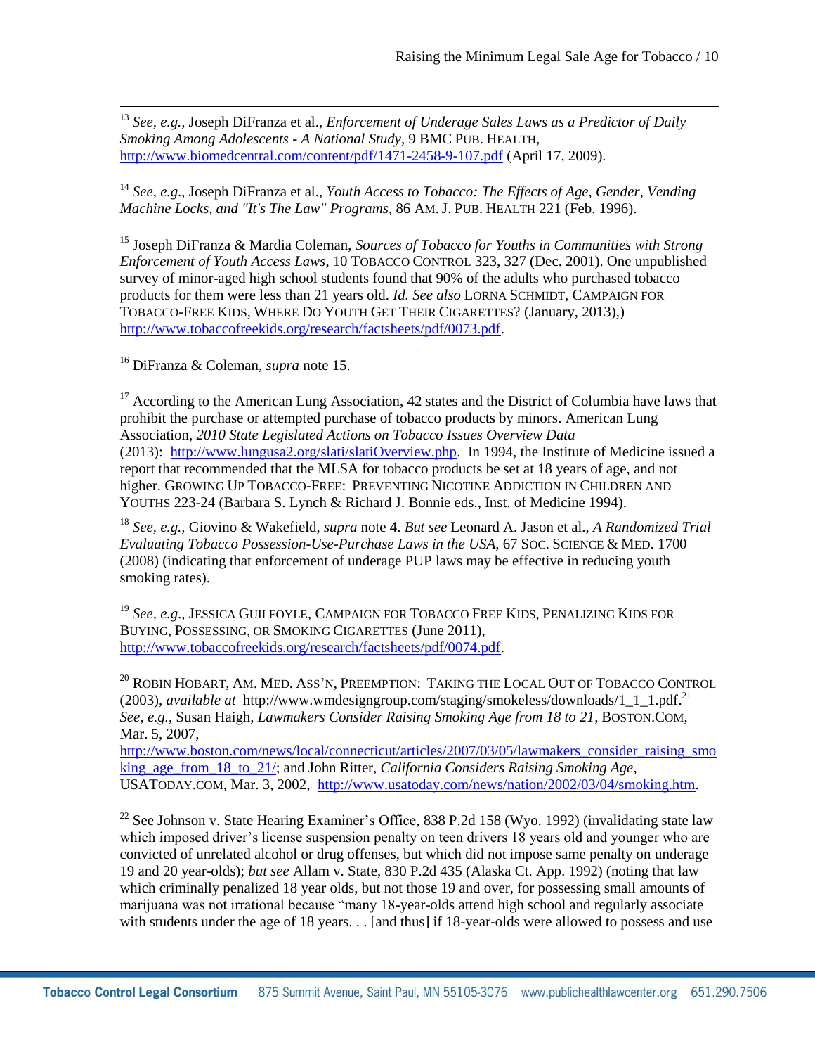[13] *See, e.g.*, Joseph DiFranza et al., *Enforcement of Underage Sales Laws as a Predictor of Daily Smoking Among Adolescents - A National Study*, 9 BMC PUB. HEALTH, http://www.biomedcentral.com/content/pdf/1471-2458-9-107.pdf (April 17, 2009).

[14] *See, e.g.*, Joseph DiFranza et al., *Youth Access to Tobacco: The Effects of Age, Gender, Vending Machine Locks, and "It's The Law" Programs*, 86 AM. J. PUB. HEALTH 221 (Feb. 1996).

[15] Joseph DiFranza & Mardia Coleman, *Sources of Tobacco for Youths in Communities with Strong Enforcement of Youth Access Laws*, 10 TOBACCO CONTROL 323, 327 (Dec. 2001). One unpublished survey of minor-aged high school students found that 90% of the adults who purchased tobacco products for them were less than 21 years old. *Id. See also* LORNA SCHMIDT, CAMPAIGN FOR TOBACCO-FREE KIDS, WHERE DO YOUTH GET THEIR CIGARETTES? (January, 2013),) http://www.tobaccofreekids.org/research/factsheets/pdf/0073.pdf.

[16] DiFranza & Coleman, *supra* note 15.

[17] According to the American Lung Association, 42 states and the District of Columbia have laws that prohibit the purchase or attempted purchase of tobacco products by minors. American Lung Association, *2010 State Legislated Actions on Tobacco Issues Overview Data* (2013): http://www.lungusa2.org/slati/slatiOverview.php. In 1994, the Institute of Medicine issued a report that recommended that the MLSA for tobacco products be set at 18 years of age, and not higher. GROWING UP TOBACCO-FREE: PREVENTING NICOTINE ADDICTION IN CHILDREN AND YOUTHS 223-24 (Barbara S. Lynch & Richard J. Bonnie eds., Inst. of Medicine 1994).

[18] *See, e.g.*, Giovino & Wakefield, *supra* note 4. *But see* Leonard A. Jason et al., *A Randomized Trial Evaluating Tobacco Possession-Use-Purchase Laws in the USA*, 67 SOC. SCIENCE & MED. 1700 (2008) (indicating that enforcement of underage PUP laws may be effective in reducing youth smoking rates).

[19] *See, e.g.*, JESSICA GUILFOYLE, CAMPAIGN FOR TOBACCO FREE KIDS, PENALIZING KIDS FOR BUYING, POSSESSING, OR SMOKING CIGARETTES (June 2011), http://www.tobaccofreekids.org/research/factsheets/pdf/0074.pdf.

[20] ROBIN HOBART, AM. MED. ASS'N, PREEMPTION: TAKING THE LOCAL OUT OF TOBACCO CONTROL (2003), *available at* http://www.wmdesigngroup.com/staging/smokeless/downloads/1_1_1.pdf.[21] *See, e.g.*, Susan Haigh, *Lawmakers Consider Raising Smoking Age from 18 to 21*, BOSTON.COM, Mar. 5, 2007, http://www.boston.com/news/local/connecticut/articles/2007/03/05/lawmakers_consider_raising_smoking_age_from_18_to_21/; and John Ritter, *California Considers Raising Smoking Age*, USATODAY.COM, Mar. 3, 2002, http://www.usatoday.com/news/nation/2002/03/04/smoking.htm.

[22] See Johnson v. State Hearing Examiner's Office, 838 P.2d 158 (Wyo. 1992) (invalidating state law which imposed driver's license suspension penalty on teen drivers 18 years old and younger who are convicted of unrelated alcohol or drug offenses, but which did not impose same penalty on underage 19 and 20 year-olds); *but see* Allam v. State, 830 P.2d 435 (Alaska Ct. App. 1992) (noting that law which criminally penalized 18 year olds, but not those 19 and over, for possessing small amounts of marijuana was not irrational because "many 18-year-olds attend high school and regularly associate with students under the age of 18 years. . . [and thus] if 18-year-olds were allowed to possess and use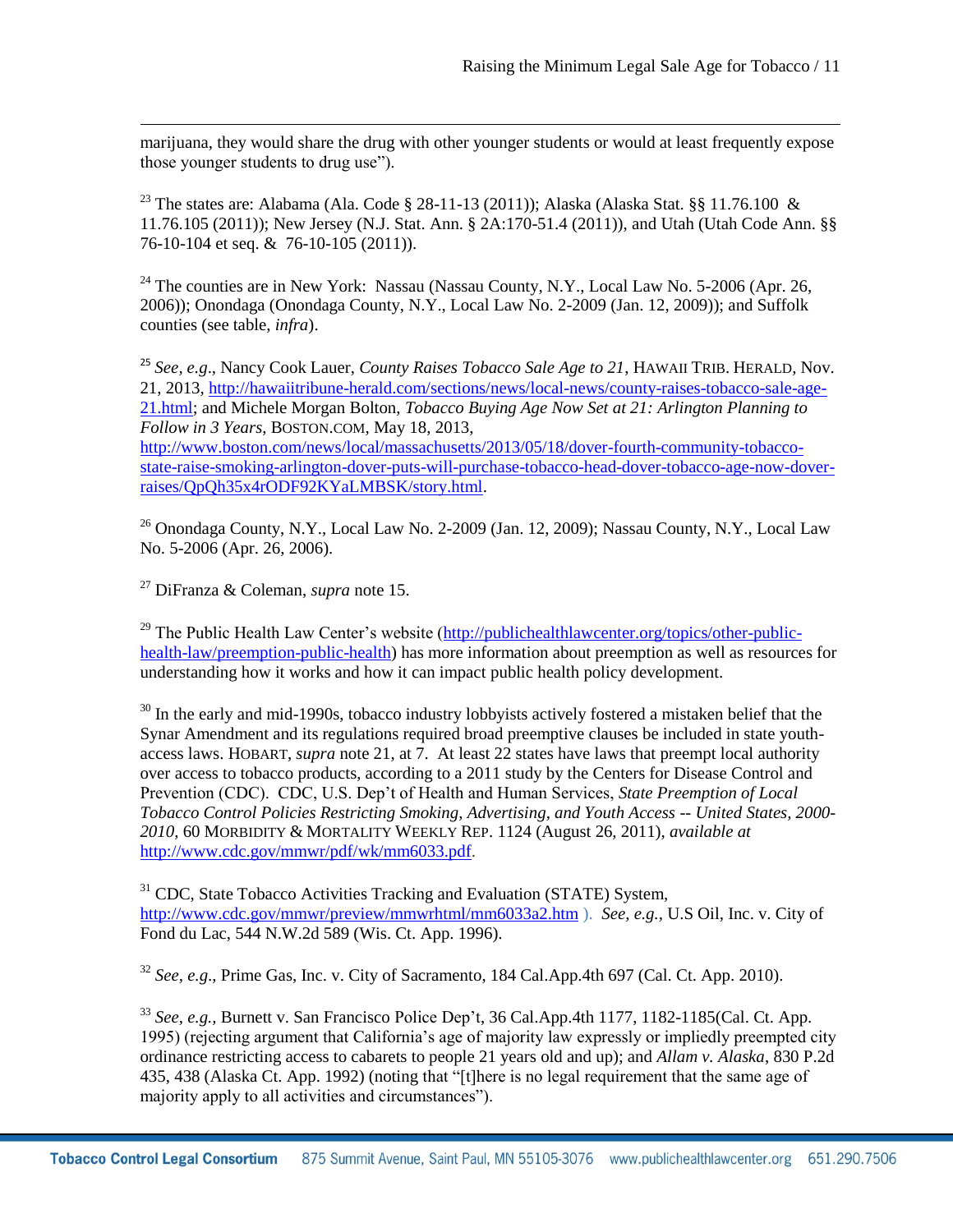marijuana, they would share the drug with other younger students or would at least frequently expose those younger students to drug use").

[23] The states are: Alabama (Ala. Code § 28-11-13 (2011)); Alaska (Alaska Stat. §§ 11.76.100 & 11.76.105 (2011)); New Jersey (N.J. Stat. Ann. § 2A:170-51.4 (2011)), and Utah (Utah Code Ann. §§ 76-10-104 et seq. & 76-10-105 (2011)).

[24] The counties are in New York: Nassau (Nassau County, N.Y., Local Law No. 5-2006 (Apr. 26, 2006)); Onondaga (Onondaga County, N.Y., Local Law No. 2-2009 (Jan. 12, 2009)); and Suffolk counties (see table, *infra*).

[25] *See, e.g*., Nancy Cook Lauer, *County Raises Tobacco Sale Age to 21*, HAWAII TRIB. HERALD, Nov. 21, 2013, http://hawaiitribune-herald.com/sections/news/local-news/county-raises-tobacco-sale-age-21.html; and Michele Morgan Bolton, *Tobacco Buying Age Now Set at 21: Arlington Planning to Follow in 3 Years*, BOSTON.COM, May 18, 2013, http://www.boston.com/news/local/massachusetts/2013/05/18/dover-fourth-community-tobacco-state-raise-smoking-arlington-dover-puts-will-purchase-tobacco-head-dover-tobacco-age-now-dover-raises/QpQh35x4rODF92KYaLMBSK/story.html.

[26] Onondaga County, N.Y., Local Law No. 2-2009 (Jan. 12, 2009); Nassau County, N.Y., Local Law No. 5-2006 (Apr. 26, 2006).

[27] DiFranza & Coleman, *supra* note 15.

[29] The Public Health Law Center's website (http://publichealthlawcenter.org/topics/other-public-health-law/preemption-public-health) has more information about preemption as well as resources for understanding how it works and how it can impact public health policy development.

[30] In the early and mid-1990s, tobacco industry lobbyists actively fostered a mistaken belief that the Synar Amendment and its regulations required broad preemptive clauses be included in state youth-access laws. HOBART, *supra* note 21, at 7. At least 22 states have laws that preempt local authority over access to tobacco products, according to a 2011 study by the Centers for Disease Control and Prevention (CDC). CDC, U.S. Dep't of Health and Human Services, *State Preemption of Local Tobacco Control Policies Restricting Smoking, Advertising, and Youth Access -- United States, 2000-2010*, 60 MORBIDITY & MORTALITY WEEKLY REP. 1124 (August 26, 2011), *available at* http://www.cdc.gov/mmwr/pdf/wk/mm6033.pdf.

[31] CDC, State Tobacco Activities Tracking and Evaluation (STATE) System, http://www.cdc.gov/mmwr/preview/mmwrhtml/mm6033a2.htm ). *See, e.g.,* U.S Oil, Inc. v. City of Fond du Lac, 544 N.W.2d 589 (Wis. Ct. App. 1996).

[32] *See, e.g*., Prime Gas, Inc. v. City of Sacramento, 184 Cal.App.4th 697 (Cal. Ct. App. 2010).

[33] *See, e.g.,* Burnett v. San Francisco Police Dep't, 36 Cal.App.4th 1177, 1182-1185(Cal. Ct. App. 1995) (rejecting argument that California's age of majority law expressly or impliedly preempted city ordinance restricting access to cabarets to people 21 years old and up); and *Allam v. Alaska*, 830 P.2d 435, 438 (Alaska Ct. App. 1992) (noting that "[t]here is no legal requirement that the same age of majority apply to all activities and circumstances").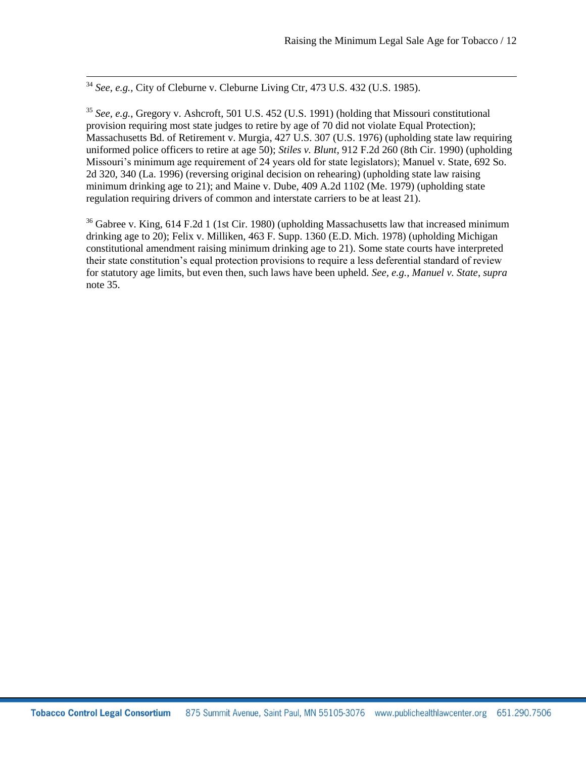[34] *See, e.g.*, City of Cleburne v. Cleburne Living Ctr, 473 U.S. 432 (U.S. 1985).

[35] *See, e.g.*, Gregory v. Ashcroft, 501 U.S. 452 (U.S. 1991) (holding that Missouri constitutional provision requiring most state judges to retire by age of 70 did not violate Equal Protection); Massachusetts Bd. of Retirement v. Murgia, 427 U.S. 307 (U.S. 1976) (upholding state law requiring uniformed police officers to retire at age 50); *Stiles v. Blunt*, 912 F.2d 260 (8th Cir. 1990) (upholding Missouri's minimum age requirement of 24 years old for state legislators); Manuel v. State, 692 So. 2d 320, 340 (La. 1996) (reversing original decision on rehearing) (upholding state law raising minimum drinking age to 21); and Maine v. Dube, 409 A.2d 1102 (Me. 1979) (upholding state regulation requiring drivers of common and interstate carriers to be at least 21).

[36] Gabree v. King, 614 F.2d 1 (1st Cir. 1980) (upholding Massachusetts law that increased minimum drinking age to 20); Felix v. Milliken, 463 F. Supp. 1360 (E.D. Mich. 1978) (upholding Michigan constitutional amendment raising minimum drinking age to 21). Some state courts have interpreted their state constitution's equal protection provisions to require a less deferential standard of review for statutory age limits, but even then, such laws have been upheld. *See, e.g., Manuel v. State*, *supra* note 35.